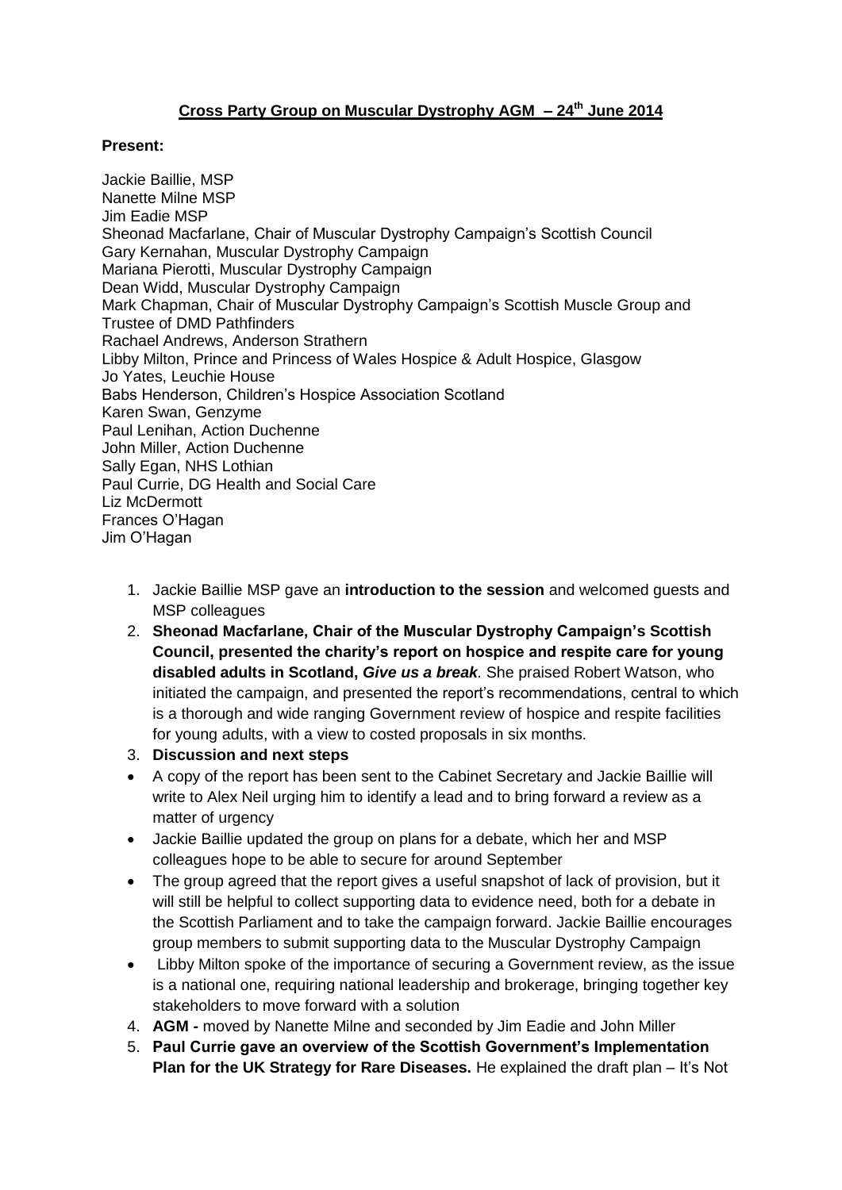**Cross Party Group on Muscular Dystrophy AGM – 24th June 2014**

**Present:**

Jackie Baillie, MSP
Nanette Milne MSP
Jim Eadie MSP
Sheonad Macfarlane, Chair of Muscular Dystrophy Campaign's Scottish Council
Gary Kernahan, Muscular Dystrophy Campaign
Mariana Pierotti, Muscular Dystrophy Campaign
Dean Widd, Muscular Dystrophy Campaign
Mark Chapman, Chair of Muscular Dystrophy Campaign's Scottish Muscle Group and Trustee of DMD Pathfinders
Rachael Andrews, Anderson Strathern
Libby Milton, Prince and Princess of Wales Hospice & Adult Hospice, Glasgow
Jo Yates, Leuchie House
Babs Henderson, Children's Hospice Association Scotland
Karen Swan, Genzyme
Paul Lenihan, Action Duchenne
John Miller, Action Duchenne
Sally Egan, NHS Lothian
Paul Currie, DG Health and Social Care
Liz McDermott
Frances O'Hagan
Jim O'Hagan

1. Jackie Baillie MSP gave an **introduction to the session** and welcomed guests and MSP colleagues
2. **Sheonad Macfarlane, Chair of the Muscular Dystrophy Campaign's Scottish Council, presented the charity's report on hospice and respite care for young disabled adults in Scotland, *Give us a break*.** She praised Robert Watson, who initiated the campaign, and presented the report's recommendations, central to which is a thorough and wide ranging Government review of hospice and respite facilities for young adults, with a view to costed proposals in six months.
3. **Discussion and next steps**

- A copy of the report has been sent to the Cabinet Secretary and Jackie Baillie will write to Alex Neil urging him to identify a lead and to bring forward a review as a matter of urgency
- Jackie Baillie updated the group on plans for a debate, which her and MSP colleagues hope to be able to secure for around September
- The group agreed that the report gives a useful snapshot of lack of provision, but it will still be helpful to collect supporting data to evidence need, both for a debate in the Scottish Parliament and to take the campaign forward. Jackie Baillie encourages group members to submit supporting data to the Muscular Dystrophy Campaign
- Libby Milton spoke of the importance of securing a Government review, as the issue is a national one, requiring national leadership and brokerage, bringing together key stakeholders to move forward with a solution

4. **AGM -** moved by Nanette Milne and seconded by Jim Eadie and John Miller
5. **Paul Currie gave an overview of the Scottish Government's Implementation Plan for the UK Strategy for Rare Diseases.** He explained the draft plan – It's Not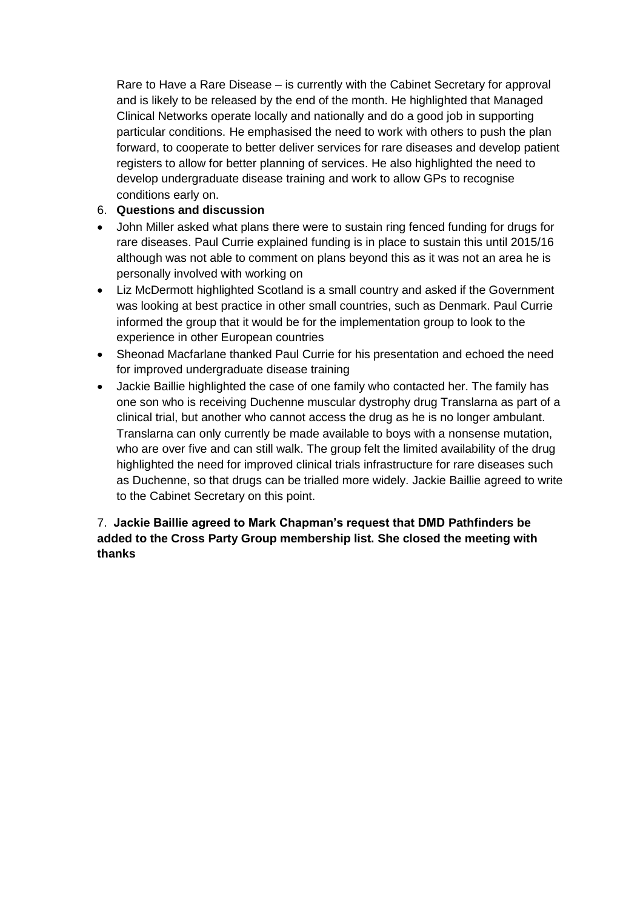Rare to Have a Rare Disease – is currently with the Cabinet Secretary for approval and is likely to be released by the end of the month. He highlighted that Managed Clinical Networks operate locally and nationally and do a good job in supporting particular conditions. He emphasised the need to work with others to push the plan forward, to cooperate to better deliver services for rare diseases and develop patient registers to allow for better planning of services. He also highlighted the need to develop undergraduate disease training and work to allow GPs to recognise conditions early on.

6. **Questions and discussion**

- John Miller asked what plans there were to sustain ring fenced funding for drugs for rare diseases. Paul Currie explained funding is in place to sustain this until 2015/16 although was not able to comment on plans beyond this as it was not an area he is personally involved with working on
- Liz McDermott highlighted Scotland is a small country and asked if the Government was looking at best practice in other small countries, such as Denmark. Paul Currie informed the group that it would be for the implementation group to look to the experience in other European countries
- Sheonad Macfarlane thanked Paul Currie for his presentation and echoed the need for improved undergraduate disease training
- Jackie Baillie highlighted the case of one family who contacted her. The family has one son who is receiving Duchenne muscular dystrophy drug Translarna as part of a clinical trial, but another who cannot access the drug as he is no longer ambulant. Translarna can only currently be made available to boys with a nonsense mutation, who are over five and can still walk. The group felt the limited availability of the drug highlighted the need for improved clinical trials infrastructure for rare diseases such as Duchenne, so that drugs can be trialled more widely. Jackie Baillie agreed to write to the Cabinet Secretary on this point.

7. **Jackie Baillie agreed to Mark Chapman's request that DMD Pathfinders be added to the Cross Party Group membership list. She closed the meeting with thanks**